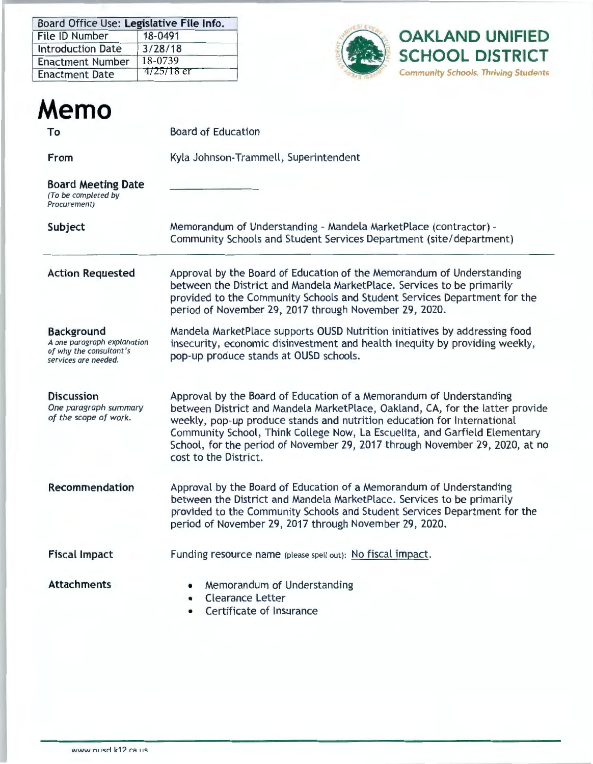| Board Office Use: Legislative File Info. | |
|---|---|
| File ID Number | 18-0491 |
| Introduction Date | 3/28/18 |
| Enactment Number | 18-0739 |
| Enactment Date | 4/25/18 er |

**OAKLAND UNIFIED SCHOOL DISTRICT**
*Community Schools, Thriving Students*

# Memo

**To**
Board of Education

**From**
Kyla Johnson-Trammell, Superintendent

**Board Meeting Date**
*(To be completed by Procurement)*
______________

**Subject**
Memorandum of Understanding - Mandela MarketPlace (contractor) - Community Schools and Student Services Department (site/department)

---

**Action Requested**
Approval by the Board of Education of the Memorandum of Understanding between the District and Mandela MarketPlace. Services to be primarily provided to the Community Schools and Student Services Department for the period of November 29, 2017 through November 29, 2020.

**Background**
*A one paragraph explanation of why the consultant's services are needed.*
Mandela MarketPlace supports OUSD Nutrition initiatives by addressing food insecurity, economic disinvestment and health inequity by providing weekly, pop-up produce stands at OUSD schools.

**Discussion**
*One paragraph summary of the scope of work.*
Approval by the Board of Education of a Memorandum of Understanding between District and Mandela MarketPlace, Oakland, CA, for the latter provide weekly, pop-up produce stands and nutrition education for International Community School, Think College Now, La Escuelita, and Garfield Elementary School, for the period of November 29, 2017 through November 29, 2020, at no cost to the District.

**Recommendation**
Approval by the Board of Education of a Memorandum of Understanding between the District and Mandela MarketPlace. Services to be primarily provided to the Community Schools and Student Services Department for the period of November 29, 2017 through November 29, 2020.

**Fiscal Impact**
Funding resource name (please spell out): No fiscal impact.

**Attachments**
- Memorandum of Understanding
- Clearance Letter
- Certificate of Insurance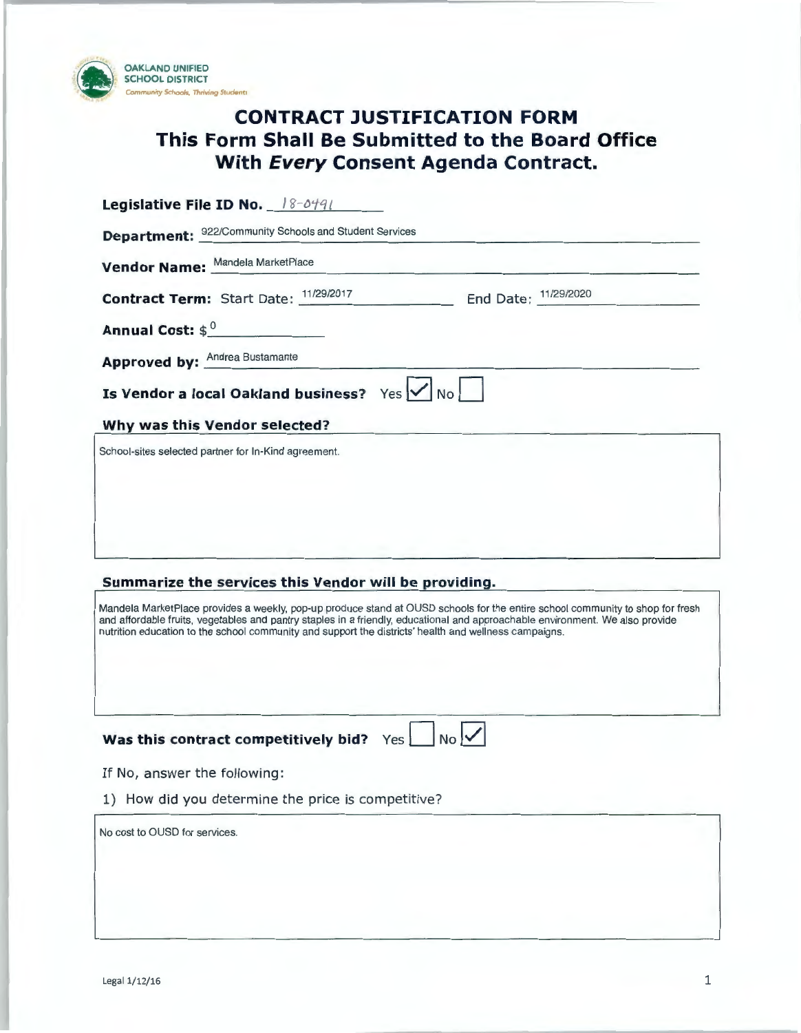OAKLAND UNIFIED SCHOOL DISTRICT
*Community Schools, Thriving Students*

# CONTRACT JUSTIFICATION FORM
# This Form Shall Be Submitted to the Board Office With *Every* Consent Agenda Contract.

**Legislative File ID No.** 18-0491

**Department:** 922/Community Schools and Student Services

**Vendor Name:** Mandela MarketPlace

**Contract Term:** Start Date: 11/29/2017 End Date: 11/29/2020

**Annual Cost:** $ 0

**Approved by:** Andrea Bustamante

**Is Vendor a local Oakland business?** Yes ☑ No ☐

**Why was this Vendor selected?**

School-sites selected partner for In-Kind agreement.

**Summarize the services this Vendor will be providing.**

Mandela MarketPlace provides a weekly, pop-up produce stand at OUSD schools for the entire school community to shop for fresh and affordable fruits, vegetables and pantry staples in a friendly, educational and approachable environment. We also provide nutrition education to the school community and support the districts' health and wellness campaigns.

**Was this contract competitively bid?** Yes ☐ No ☑

If No, answer the following:

1) How did you determine the price is competitive?

No cost to OUSD for services.

Legal 1/12/16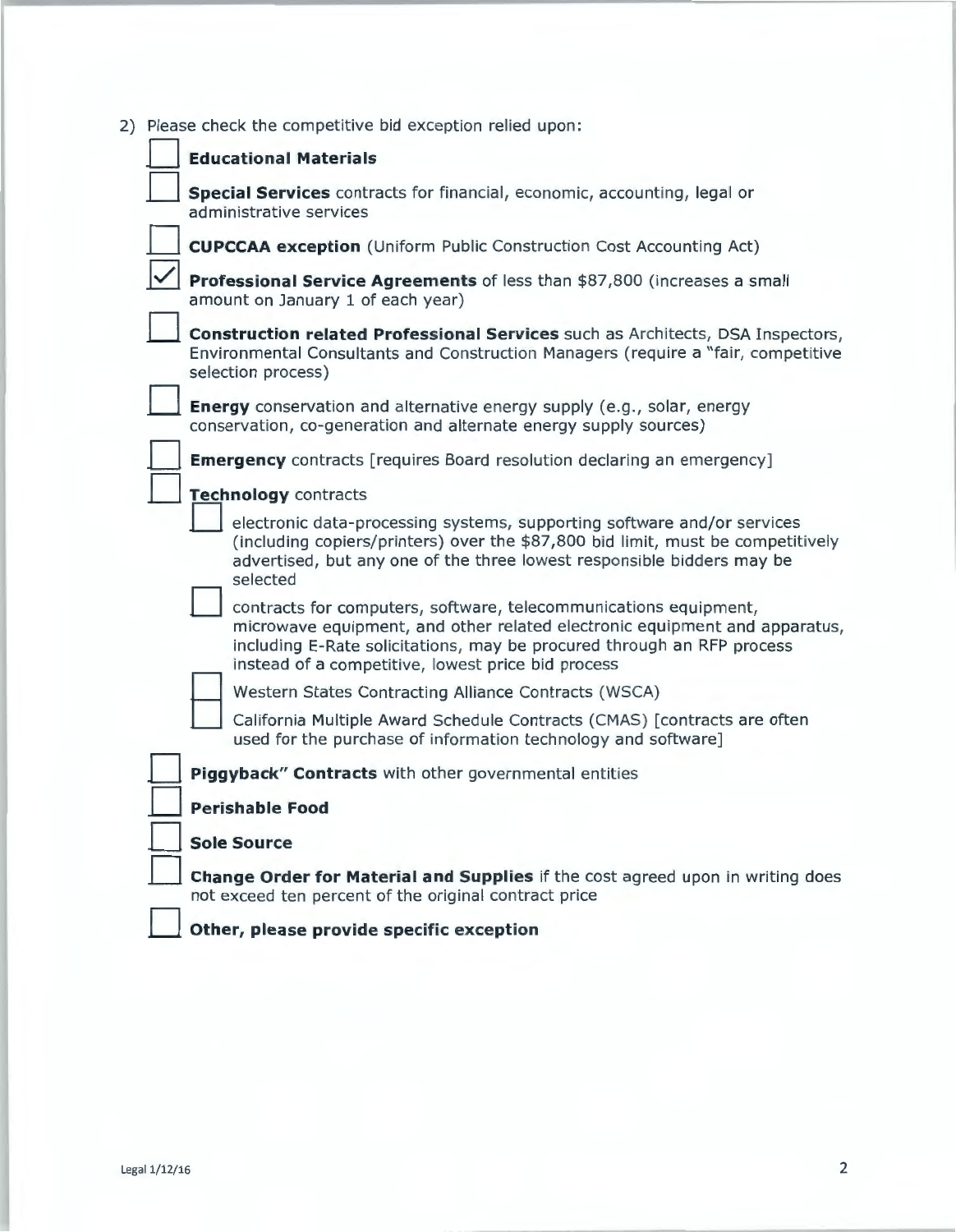2) Please check the competitive bid exception relied upon:

- [ ] **Educational Materials**
- [ ] **Special Services** contracts for financial, economic, accounting, legal or administrative services
- [ ] **CUPCCAA exception** (Uniform Public Construction Cost Accounting Act)
- [x] **Professional Service Agreements** of less than $87,800 (increases a small amount on January 1 of each year)
- [ ] **Construction related Professional Services** such as Architects, DSA Inspectors, Environmental Consultants and Construction Managers (require a "fair, competitive selection process)
- [ ] **Energy** conservation and alternative energy supply (e.g., solar, energy conservation, co-generation and alternate energy supply sources)
- [ ] **Emergency** contracts [requires Board resolution declaring an emergency]
- [ ] **Technology** contracts
  - [ ] electronic data-processing systems, supporting software and/or services (including copiers/printers) over the $87,800 bid limit, must be competitively advertised, but any one of the three lowest responsible bidders may be selected
  - [ ] contracts for computers, software, telecommunications equipment, microwave equipment, and other related electronic equipment and apparatus, including E-Rate solicitations, may be procured through an RFP process instead of a competitive, lowest price bid process
  - [ ] Western States Contracting Alliance Contracts (WSCA)
  - [ ] California Multiple Award Schedule Contracts (CMAS) [contracts are often used for the purchase of information technology and software]
- [ ] **Piggyback" Contracts** with other governmental entities
- [ ] **Perishable Food**
- [ ] **Sole Source**
- [ ] **Change Order for Material and Supplies** if the cost agreed upon in writing does not exceed ten percent of the original contract price
- [ ] **Other, please provide specific exception**

Legal 1/12/16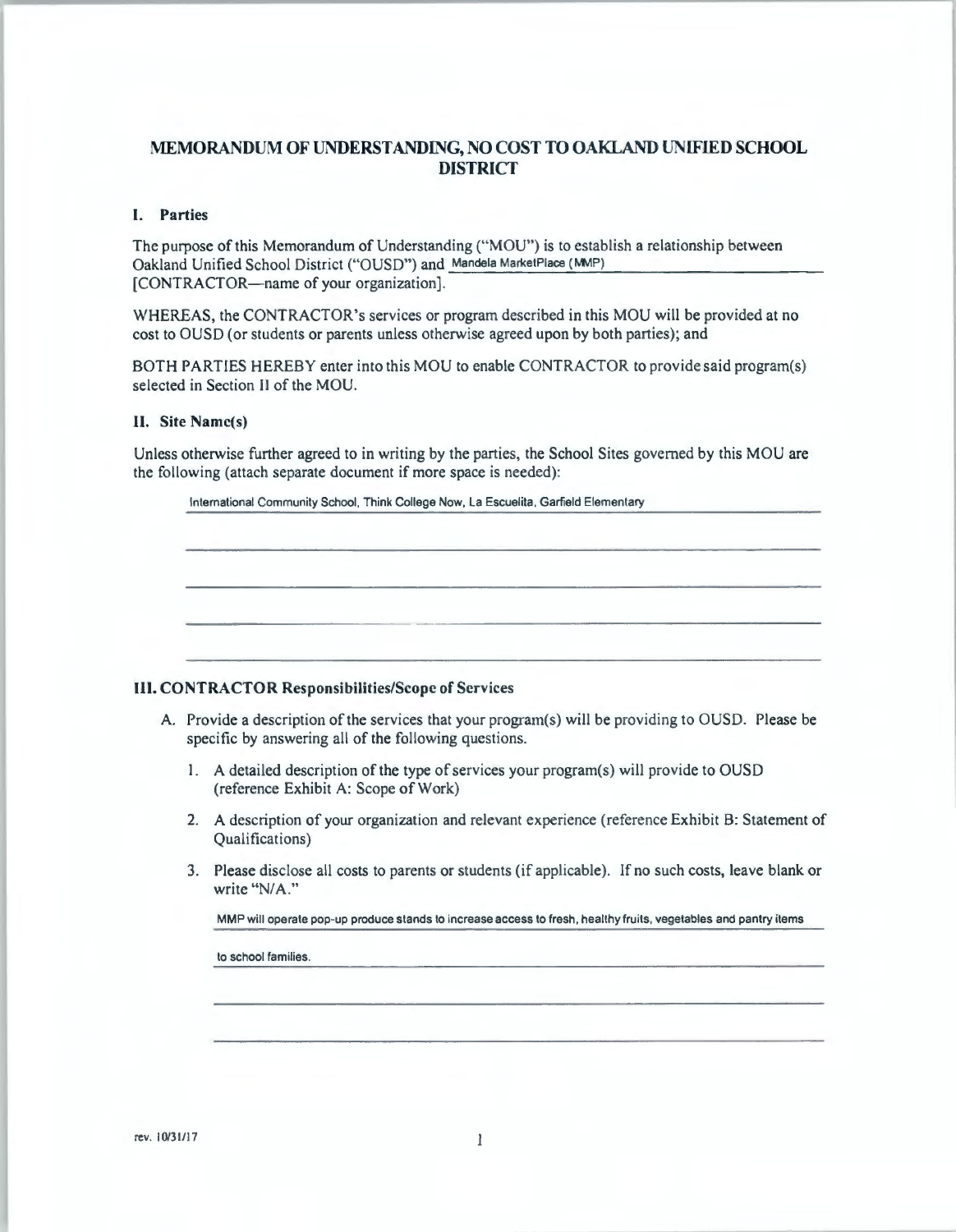# MEMORANDUM OF UNDERSTANDING, NO COST TO OAKLAND UNIFIED SCHOOL DISTRICT

## I. Parties

The purpose of this Memorandum of Understanding ("MOU") is to establish a relationship between Oakland Unified School District ("OUSD") and Mandela MarketPlace (MMP) [CONTRACTOR—name of your organization].

WHEREAS, the CONTRACTOR's services or program described in this MOU will be provided at no cost to OUSD (or students or parents unless otherwise agreed upon by both parties); and

BOTH PARTIES HEREBY enter into this MOU to enable CONTRACTOR to provide said program(s) selected in Section II of the MOU.

## II. Site Name(s)

Unless otherwise further agreed to in writing by the parties, the School Sites governed by this MOU are the following (attach separate document if more space is needed):

International Community School, Think College Now, La Escuelita, Garfield Elementary

## III. CONTRACTOR Responsibilities/Scope of Services

A. Provide a description of the services that your program(s) will be providing to OUSD. Please be specific by answering all of the following questions.

1. A detailed description of the type of services your program(s) will provide to OUSD (reference Exhibit A: Scope of Work)

2. A description of your organization and relevant experience (reference Exhibit B: Statement of Qualifications)

3. Please disclose all costs to parents or students (if applicable). If no such costs, leave blank or write "N/A."

   MMP will operate pop-up produce stands to increase access to fresh, healthy fruits, vegetables and pantry items to school families.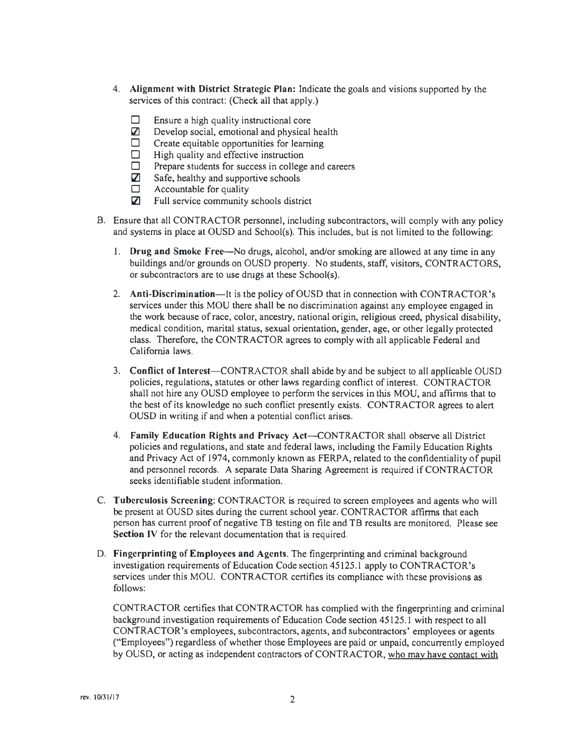4. **Alignment with District Strategic Plan:** Indicate the goals and visions supported by the services of this contract: (Check all that apply.)

   - ☐ Ensure a high quality instructional core
   - ☑ Develop social, emotional and physical health
   - ☐ Create equitable opportunities for learning
   - ☐ High quality and effective instruction
   - ☐ Prepare students for success in college and careers
   - ☑ Safe, healthy and supportive schools
   - ☐ Accountable for quality
   - ☑ Full service community schools district

B. Ensure that all CONTRACTOR personnel, including subcontractors, will comply with any policy and systems in place at OUSD and School(s). This includes, but is not limited to the following:

   1. **Drug and Smoke Free**—No drugs, alcohol, and/or smoking are allowed at any time in any buildings and/or grounds on OUSD property. No students, staff, visitors, CONTRACTORS, or subcontractors are to use drugs at these School(s).

   2. **Anti-Discrimination**—It is the policy of OUSD that in connection with CONTRACTOR's services under this MOU there shall be no discrimination against any employee engaged in the work because of race, color, ancestry, national origin, religious creed, physical disability, medical condition, marital status, sexual orientation, gender, age, or other legally protected class. Therefore, the CONTRACTOR agrees to comply with all applicable Federal and California laws.

   3. **Conflict of Interest**—CONTRACTOR shall abide by and be subject to all applicable OUSD policies, regulations, statutes or other laws regarding conflict of interest. CONTRACTOR shall not hire any OUSD employee to perform the services in this MOU, and affirms that to the best of its knowledge no such conflict presently exists. CONTRACTOR agrees to alert OUSD in writing if and when a potential conflict arises.

   4. **Family Education Rights and Privacy Act**—CONTRACTOR shall observe all District policies and regulations, and state and federal laws, including the Family Education Rights and Privacy Act of 1974, commonly known as FERPA, related to the confidentiality of pupil and personnel records. A separate Data Sharing Agreement is required if CONTRACTOR seeks identifiable student information.

C. **Tuberculosis Screening:** CONTRACTOR is required to screen employees and agents who will be present at OUSD sites during the current school year. CONTRACTOR affirms that each person has current proof of negative TB testing on file and TB results are monitored. Please see **Section IV** for the relevant documentation that is required.

D. **Fingerprinting of Employees and Agents.** The fingerprinting and criminal background investigation requirements of Education Code section 45125.1 apply to CONTRACTOR's services under this MOU. CONTRACTOR certifies its compliance with these provisions as follows:

   CONTRACTOR certifies that CONTRACTOR has complied with the fingerprinting and criminal background investigation requirements of Education Code section 45125.1 with respect to all CONTRACTOR's employees, subcontractors, agents, and subcontractors' employees or agents ("Employees") regardless of whether those Employees are paid or unpaid, concurrently employed by OUSD, or acting as independent contractors of CONTRACTOR, who may have contact with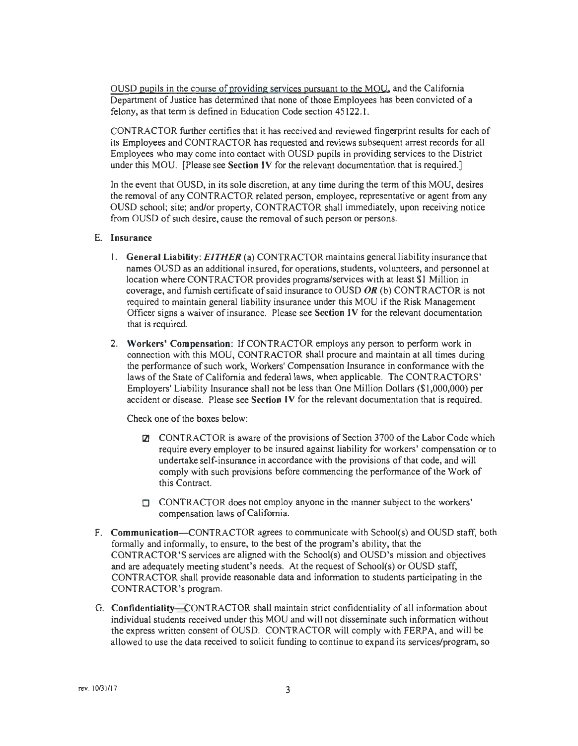OUSD pupils in the course of providing services pursuant to the MOU, and the California Department of Justice has determined that none of those Employees has been convicted of a felony, as that term is defined in Education Code section 45122.1.

CONTRACTOR further certifies that it has received and reviewed fingerprint results for each of its Employees and CONTRACTOR has requested and reviews subsequent arrest records for all Employees who may come into contact with OUSD pupils in providing services to the District under this MOU. [Please see **Section IV** for the relevant documentation that is required.]

In the event that OUSD, in its sole discretion, at any time during the term of this MOU, desires the removal of any CONTRACTOR related person, employee, representative or agent from any OUSD school; site; and/or property, CONTRACTOR shall immediately, upon receiving notice from OUSD of such desire, cause the removal of such person or persons.

E. **Insurance**

1. **General Liability**: ***EITHER*** (a) CONTRACTOR maintains general liability insurance that names OUSD as an additional insured, for operations, students, volunteers, and personnel at location where CONTRACTOR provides programs/services with at least $1 Million in coverage, and furnish certificate of said insurance to OUSD ***OR*** (b) CONTRACTOR is not required to maintain general liability insurance under this MOU if the Risk Management Officer signs a waiver of insurance. Please see **Section IV** for the relevant documentation that is required.

2. **Workers' Compensation**: If CONTRACTOR employs any person to perform work in connection with this MOU, CONTRACTOR shall procure and maintain at all times during the performance of such work, Workers' Compensation Insurance in conformance with the laws of the State of California and federal laws, when applicable. The CONTRACTORS' Employers' Liability Insurance shall not be less than One Million Dollars ($1,000,000) per accident or disease. Please see **Section IV** for the relevant documentation that is required.

   Check one of the boxes below:

   - ☑ CONTRACTOR is aware of the provisions of Section 3700 of the Labor Code which require every employer to be insured against liability for workers' compensation or to undertake self-insurance in accordance with the provisions of that code, and will comply with such provisions before commencing the performance of the Work of this Contract.

   - ☐ CONTRACTOR does not employ anyone in the manner subject to the workers' compensation laws of California.

F. **Communication**—CONTRACTOR agrees to communicate with School(s) and OUSD staff, both formally and informally, to ensure, to the best of the program's ability, that the CONTRACTOR'S services are aligned with the School(s) and OUSD's mission and objectives and are adequately meeting student's needs. At the request of School(s) or OUSD staff, CONTRACTOR shall provide reasonable data and information to students participating in the CONTRACTOR's program.

G. **Confidentiality**—CONTRACTOR shall maintain strict confidentiality of all information about individual students received under this MOU and will not disseminate such information without the express written consent of OUSD. CONTRACTOR will comply with FERPA, and will be allowed to use the data received to solicit funding to continue to expand its services/program, so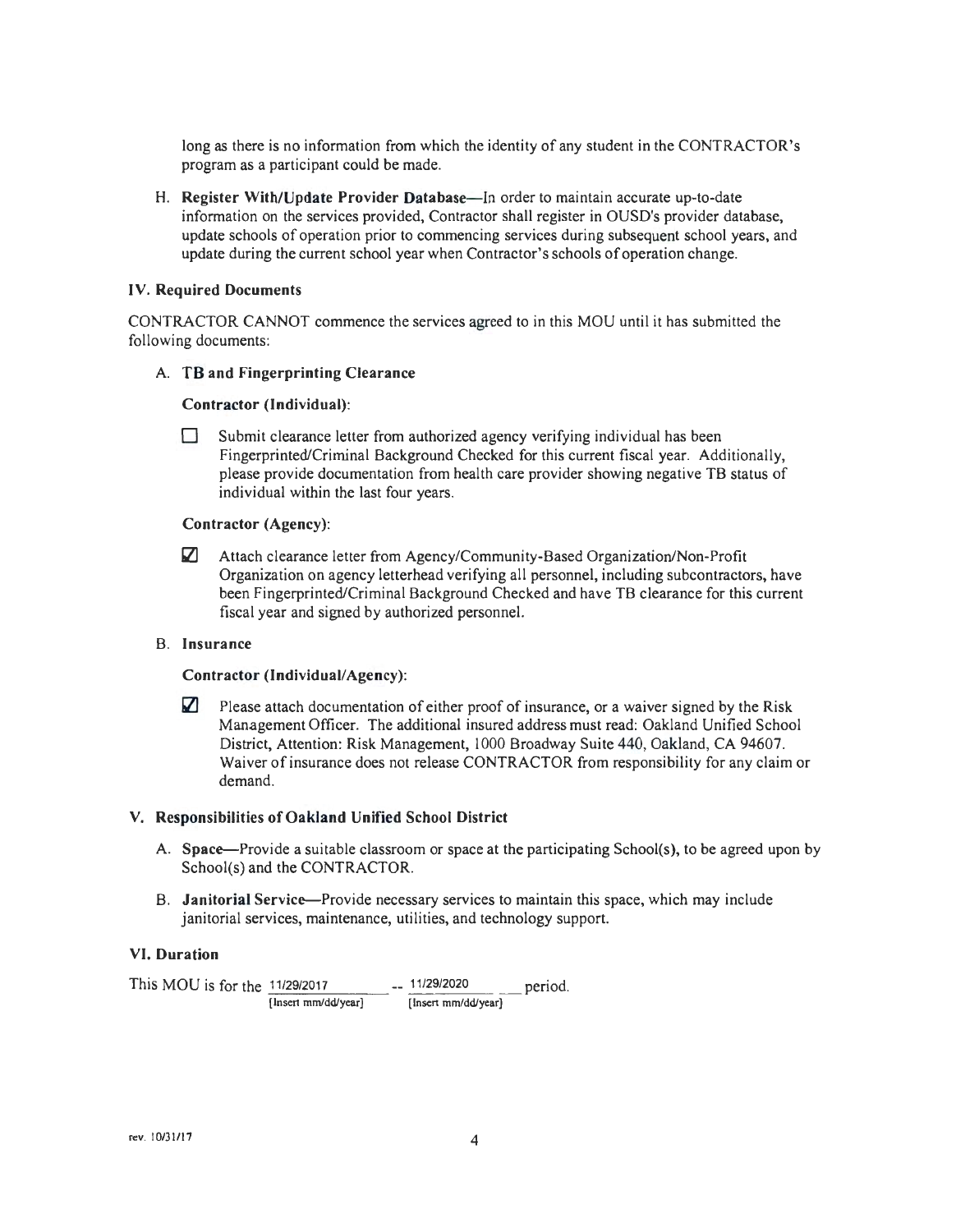long as there is no information from which the identity of any student in the CONTRACTOR's program as a participant could be made.

H. **Register With/Update Provider Database**—In order to maintain accurate up-to-date information on the services provided, Contractor shall register in OUSD's provider database, update schools of operation prior to commencing services during subsequent school years, and update during the current school year when Contractor's schools of operation change.

### IV. Required Documents

CONTRACTOR CANNOT commence the services agreed to in this MOU until it has submitted the following documents:

A. **TB and Fingerprinting Clearance**

**Contractor (Individual):**

☐ Submit clearance letter from authorized agency verifying individual has been Fingerprinted/Criminal Background Checked for this current fiscal year. Additionally, please provide documentation from health care provider showing negative TB status of individual within the last four years.

**Contractor (Agency):**

☑ Attach clearance letter from Agency/Community-Based Organization/Non-Profit Organization on agency letterhead verifying all personnel, including subcontractors, have been Fingerprinted/Criminal Background Checked and have TB clearance for this current fiscal year and signed by authorized personnel.

B. **Insurance**

**Contractor (Individual/Agency):**

☑ Please attach documentation of either proof of insurance, or a waiver signed by the Risk Management Officer. The additional insured address must read: Oakland Unified School District, Attention: Risk Management, 1000 Broadway Suite 440, Oakland, CA 94607. Waiver of insurance does not release CONTRACTOR from responsibility for any claim or demand.

### V. Responsibilities of Oakland Unified School District

A. **Space**—Provide a suitable classroom or space at the participating School(s), to be agreed upon by School(s) and the CONTRACTOR.

B. **Janitorial Service**—Provide necessary services to maintain this space, which may include janitorial services, maintenance, utilities, and technology support.

### VI. Duration

This MOU is for the 11/29/2017 [Insert mm/dd/year] -- 11/29/2020 [Insert mm/dd/year] period.

rev. 10/31/17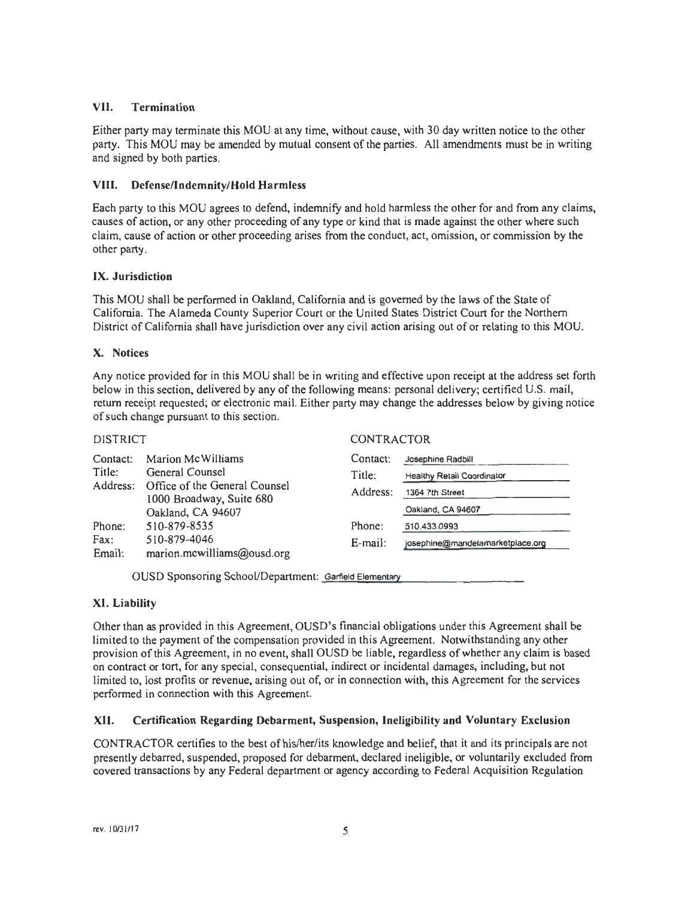## VII. Termination

Either party may terminate this MOU at any time, without cause, with 30 day written notice to the other party. This MOU may be amended by mutual consent of the parties. All amendments must be in writing and signed by both parties.

## VIII. Defense/Indemnity/Hold Harmless

Each party to this MOU agrees to defend, indemnify and hold harmless the other for and from any claims, causes of action, or any other proceeding of any type or kind that is made against the other where such claim, cause of action or other proceeding arises from the conduct, act, omission, or commission by the other party.

## IX. Jurisdiction

This MOU shall be performed in Oakland, California and is governed by the laws of the State of California. The Alameda County Superior Court or the United States District Court for the Northern District of California shall have jurisdiction over any civil action arising out of or relating to this MOU.

## X. Notices

Any notice provided for in this MOU shall be in writing and effective upon receipt at the address set forth below in this section, delivered by any of the following means: personal delivery; certified U.S. mail, return receipt requested; or electronic mail. Either party may change the addresses below by giving notice of such change pursuant to this section.

| DISTRICT | | CONTRACTOR | |
|---|---|---|---|
| Contact: | Marion McWilliams | Contact: | Josephine Radbill |
| Title: | General Counsel | Title: | Healthy Retail Coordinator |
| Address: | Office of the General Counsel<br>1000 Broadway, Suite 680<br>Oakland, CA 94607 | Address: | 1364 7th Street<br>Oakland, CA 94607 |
| Phone: | 510-879-8535 | Phone: | 510.433.0993 |
| Fax: | 510-879-4046 | E-mail: | josephine@mandelamarketplace.org |
| Email: | marion.mcwilliams@ousd.org | | |

OUSD Sponsoring School/Department: Garfield Elementary

## XI. Liability

Other than as provided in this Agreement, OUSD's financial obligations under this Agreement shall be limited to the payment of the compensation provided in this Agreement. Notwithstanding any other provision of this Agreement, in no event, shall OUSD be liable, regardless of whether any claim is based on contract or tort, for any special, consequential, indirect or incidental damages, including, but not limited to, lost profits or revenue, arising out of, or in connection with, this Agreement for the services performed in connection with this Agreement.

## XII. Certification Regarding Debarment, Suspension, Ineligibility and Voluntary Exclusion

CONTRACTOR certifies to the best of his/her/its knowledge and belief, that it and its principals are not presently debarred, suspended, proposed for debarment, declared ineligible, or voluntarily excluded from covered transactions by any Federal department or agency according to Federal Acquisition Regulation

rev. 10/31/17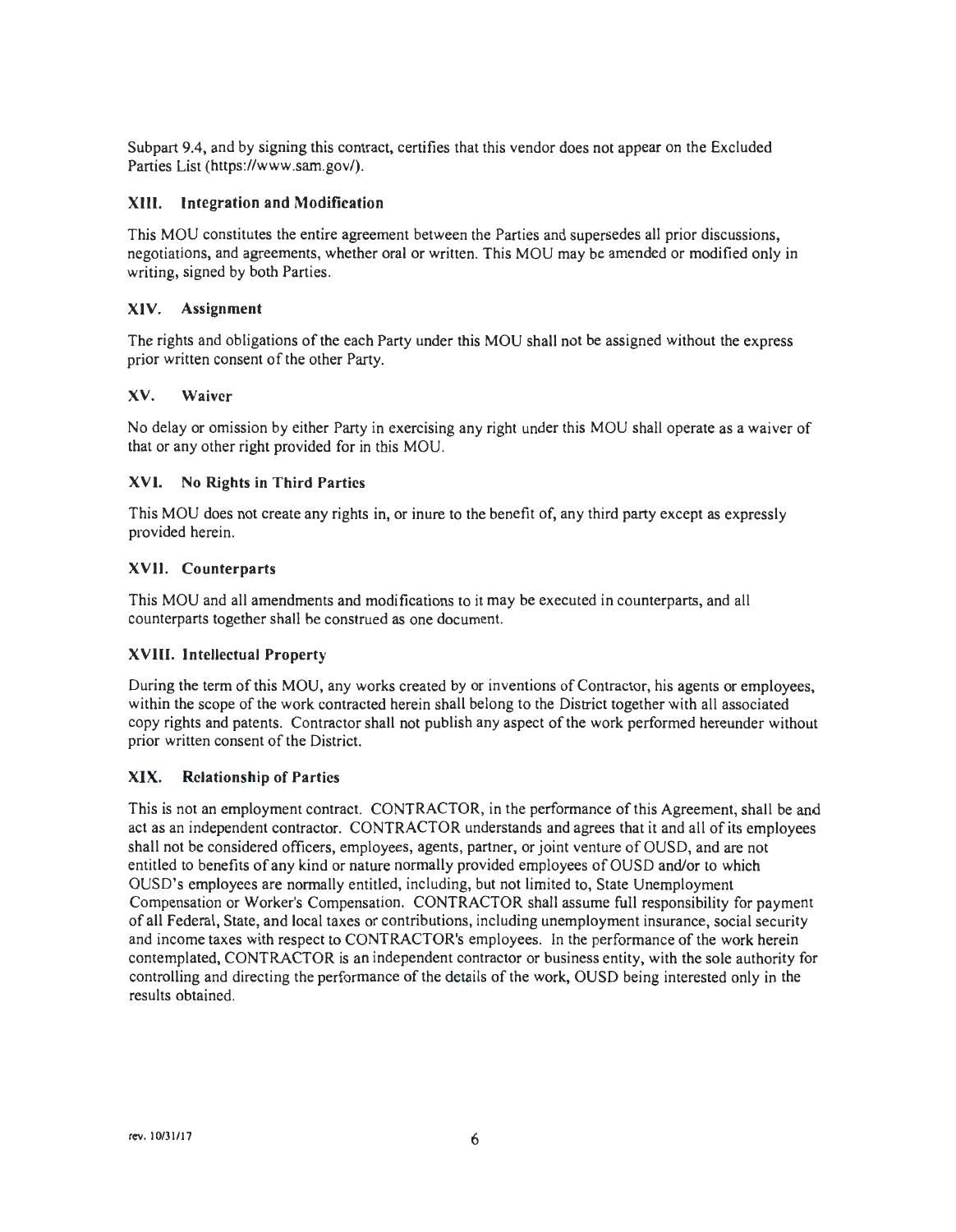Subpart 9.4, and by signing this contract, certifies that this vendor does not appear on the Excluded Parties List (https://www.sam.gov/).

### XIII. Integration and Modification

This MOU constitutes the entire agreement between the Parties and supersedes all prior discussions, negotiations, and agreements, whether oral or written. This MOU may be amended or modified only in writing, signed by both Parties.

### XIV. Assignment

The rights and obligations of the each Party under this MOU shall not be assigned without the express prior written consent of the other Party.

### XV. Waiver

No delay or omission by either Party in exercising any right under this MOU shall operate as a waiver of that or any other right provided for in this MOU.

### XVI. No Rights in Third Parties

This MOU does not create any rights in, or inure to the benefit of, any third party except as expressly provided herein.

### XVII. Counterparts

This MOU and all amendments and modifications to it may be executed in counterparts, and all counterparts together shall be construed as one document.

### XVIII. Intellectual Property

During the term of this MOU, any works created by or inventions of Contractor, his agents or employees, within the scope of the work contracted herein shall belong to the District together with all associated copy rights and patents. Contractor shall not publish any aspect of the work performed hereunder without prior written consent of the District.

### XIX. Relationship of Parties

This is not an employment contract. CONTRACTOR, in the performance of this Agreement, shall be and act as an independent contractor. CONTRACTOR understands and agrees that it and all of its employees shall not be considered officers, employees, agents, partner, or joint venture of OUSD, and are not entitled to benefits of any kind or nature normally provided employees of OUSD and/or to which OUSD's employees are normally entitled, including, but not limited to, State Unemployment Compensation or Worker's Compensation. CONTRACTOR shall assume full responsibility for payment of all Federal, State, and local taxes or contributions, including unemployment insurance, social security and income taxes with respect to CONTRACTOR's employees. In the performance of the work herein contemplated, CONTRACTOR is an independent contractor or business entity, with the sole authority for controlling and directing the performance of the details of the work, OUSD being interested only in the results obtained.

rev. 10/31/17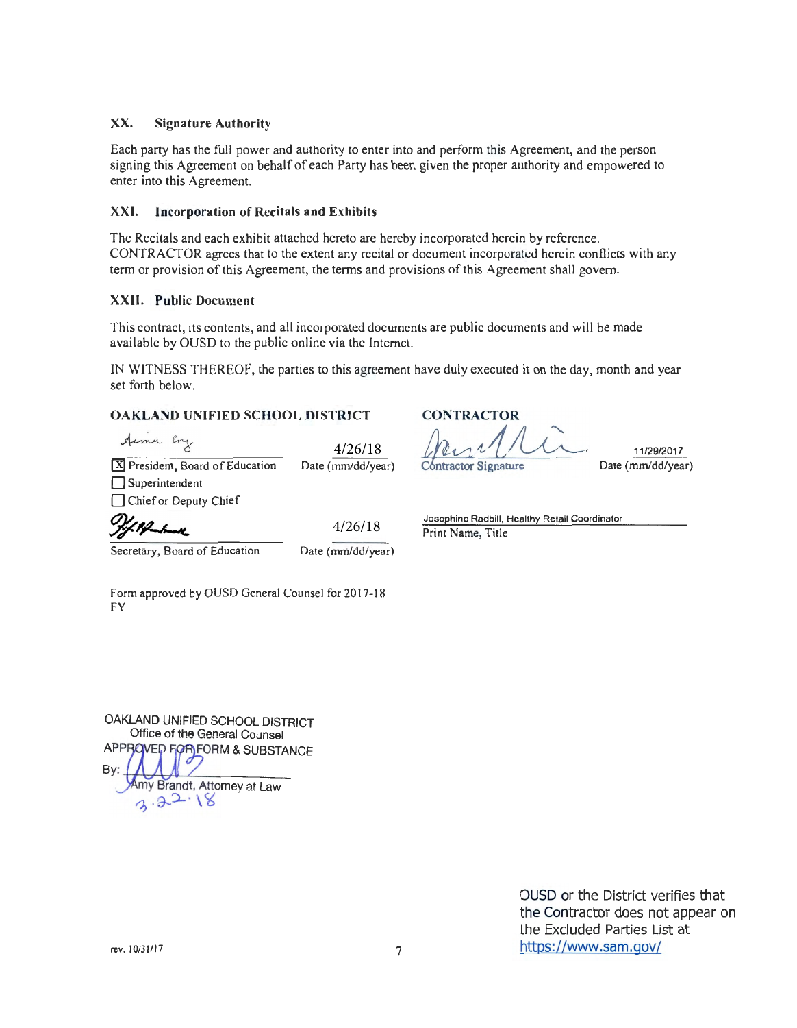## XX. Signature Authority

Each party has the full power and authority to enter into and perform this Agreement, and the person signing this Agreement on behalf of each Party has been given the proper authority and empowered to enter into this Agreement.

## XXI. Incorporation of Recitals and Exhibits

The Recitals and each exhibit attached hereto are hereby incorporated herein by reference. CONTRACTOR agrees that to the extent any recital or document incorporated herein conflicts with any term or provision of this Agreement, the terms and provisions of this Agreement shall govern.

## XXII. Public Document

This contract, its contents, and all incorporated documents are public documents and will be made available by OUSD to the public online via the Internet.

IN WITNESS THEREOF, the parties to this agreement have duly executed it on the day, month and year set forth below.

**OAKLAND UNIFIED SCHOOL DISTRICT**

[Signature] 4/26/18

☒ President, Board of Education — Date (mm/dd/year)
☐ Superintendent
☐ Chief or Deputy Chief

[Signature] 4/26/18

Secretary, Board of Education — Date (mm/dd/year)

**CONTRACTOR**

[Signature] 11/29/2017

Contractor Signature — Date (mm/dd/year)

Josephine Radbill, Healthy Retail Coordinator

Print Name, Title

Form approved by OUSD General Counsel for 2017-18 FY

OAKLAND UNIFIED SCHOOL DISTRICT
Office of the General Counsel
APPROVED FOR FORM & SUBSTANCE
By: [Signature]
Amy Brandt, Attorney at Law
3.22.18

rev. 10/31/17

OUSD or the District verifies that the Contractor does not appear on the Excluded Parties List at https://www.sam.gov/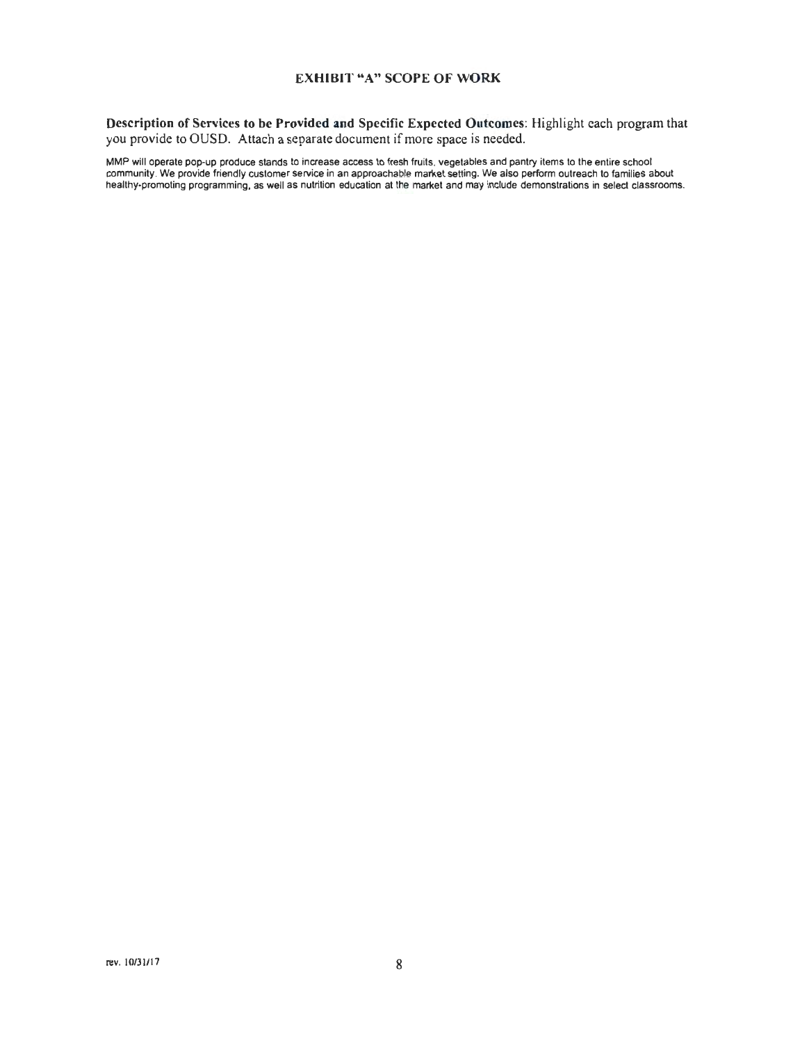## EXHIBIT "A" SCOPE OF WORK

**Description of Services to be Provided and Specific Expected Outcomes**: Highlight each program that you provide to OUSD. Attach a separate document if more space is needed.

MMP will operate pop-up produce stands to increase access to fresh fruits, vegetables and pantry items to the entire school community. We provide friendly customer service in an approachable market setting. We also perform outreach to families about healthy-promoting programming, as well as nutrition education at the market and may include demonstrations in select classrooms.

rev. 10/31/17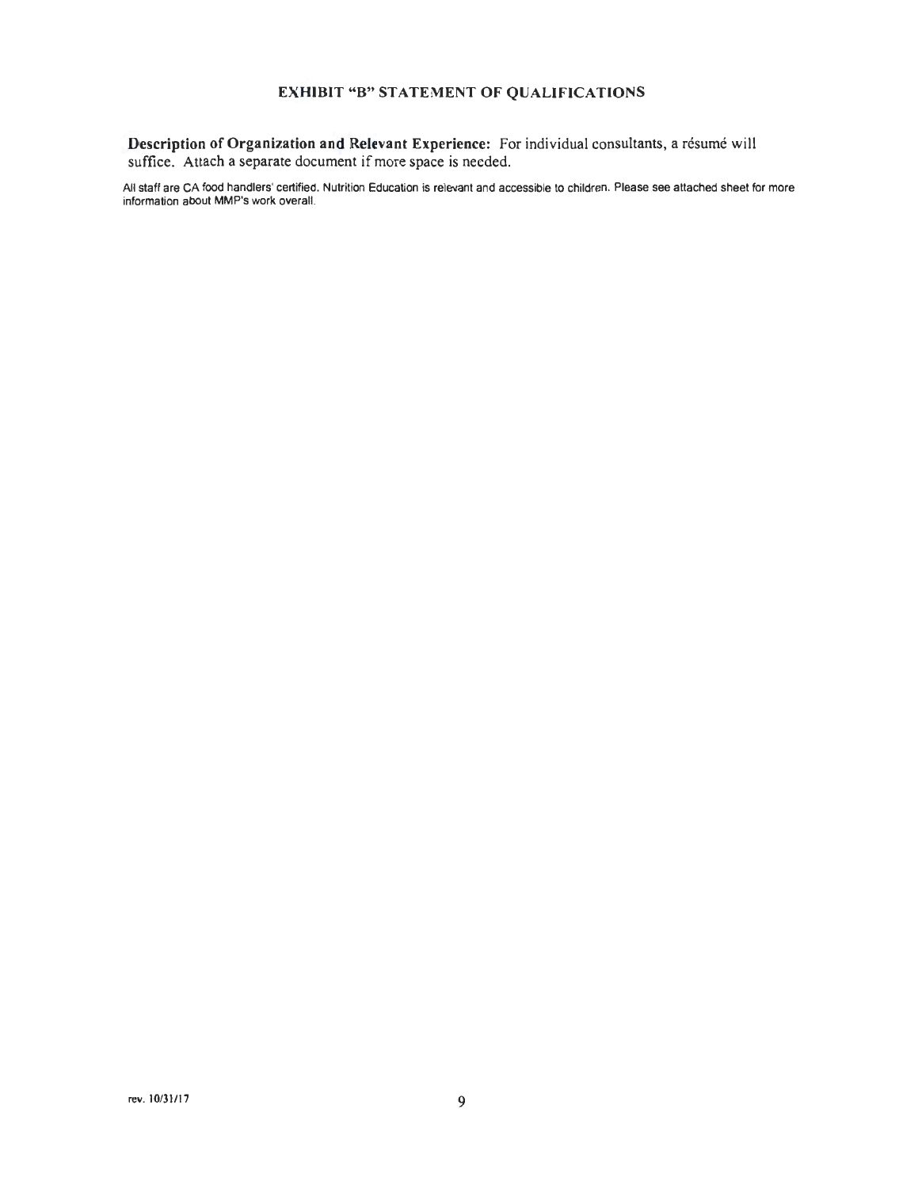## EXHIBIT "B" STATEMENT OF QUALIFICATIONS

**Description of Organization and Relevant Experience:** For individual consultants, a résumé will suffice. Attach a separate document if more space is needed.

All staff are CA food handlers' certified. Nutrition Education is relevant and accessible to children. Please see attached sheet for more information about MMP's work overall.

rev. 10/31/17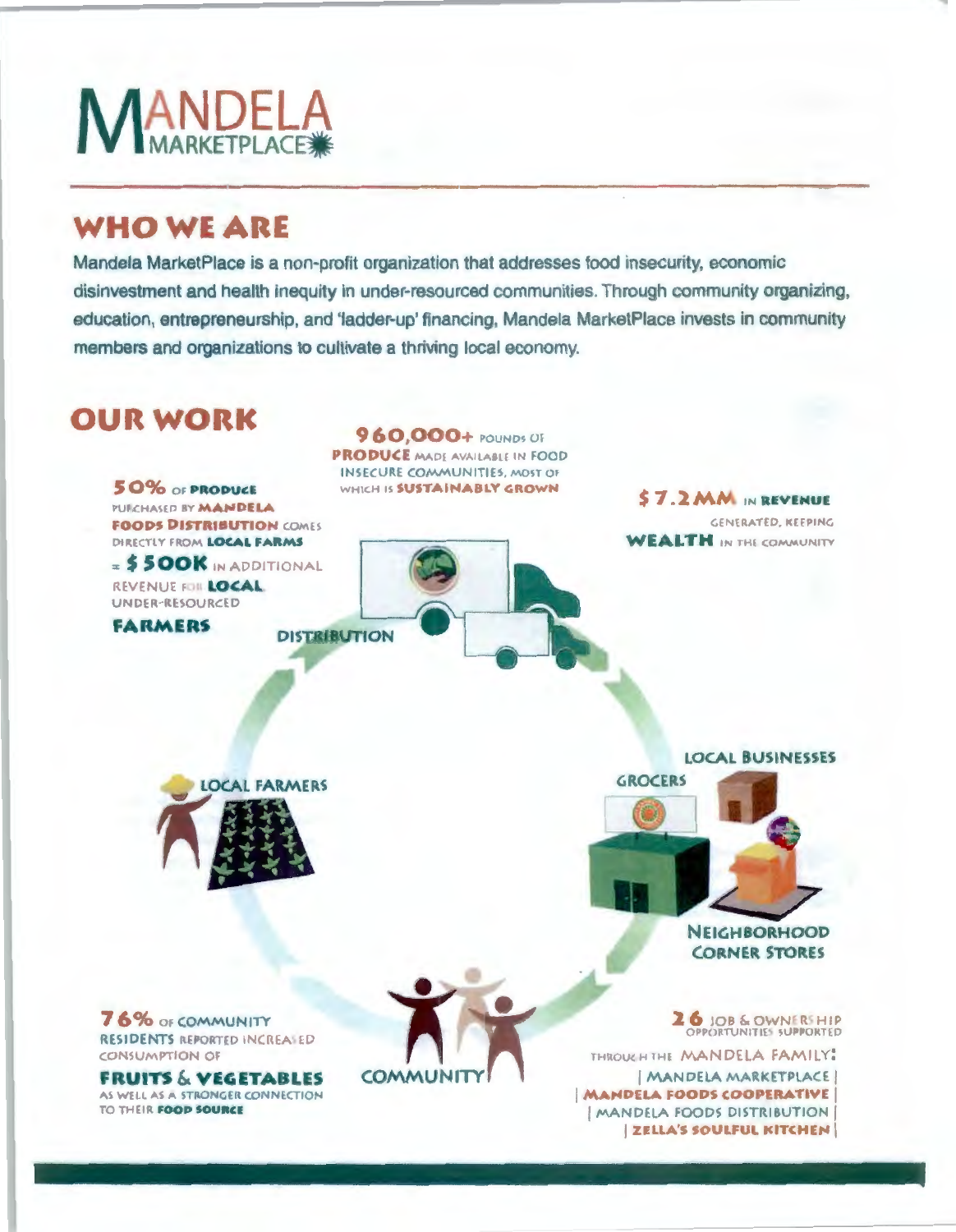# MANDELA MARKETPLACE

## WHO WE ARE

Mandela MarketPlace is a non-profit organization that addresses food insecurity, economic disinvestment and health inequity in under-resourced communities. Through community organizing, education, entrepreneurship, and 'ladder-up' financing, Mandela MarketPlace invests in community members and organizations to cultivate a thriving local economy.

## OUR WORK

**50%** OF **PRODUCE** PURCHASED BY **MANDELA FOODS DISTRIBUTION** COMES DIRECTLY FROM **LOCAL FARMS** = **$500K** IN ADDITIONAL REVENUE FOR **LOCAL** UNDER-RESOURCED **FARMERS**

**960,000+** POUNDS OF **PRODUCE** MADE AVAILABLE IN FOOD INSECURE COMMUNITIES, MOST OF WHICH IS **SUSTAINABLY GROWN**

**$7.2MM** IN **REVENUE** GENERATED, KEEPING **WEALTH** IN THE COMMUNITY

DISTRIBUTION

LOCAL FARMERS

LOCAL BUSINESSES

GROCERS

NEIGHBORHOOD CORNER STORES

COMMUNITY

**76%** OF COMMUNITY **RESIDENTS** REPORTED INCREASED CONSUMPTION OF **FRUITS & VEGETABLES** AS WELL AS A STRONGER CONNECTION TO THEIR **FOOD SOURCE**

**26** JOB & OWNERSHIP OPPORTUNITIES SUPPORTED THROUGH THE MANDELA FAMILY:

| MANDELA MARKETPLACE |
| **MANDELA FOODS COOPERATIVE** |
| MANDELA FOODS DISTRIBUTION |
| **ZELLA'S SOULFUL KITCHEN** |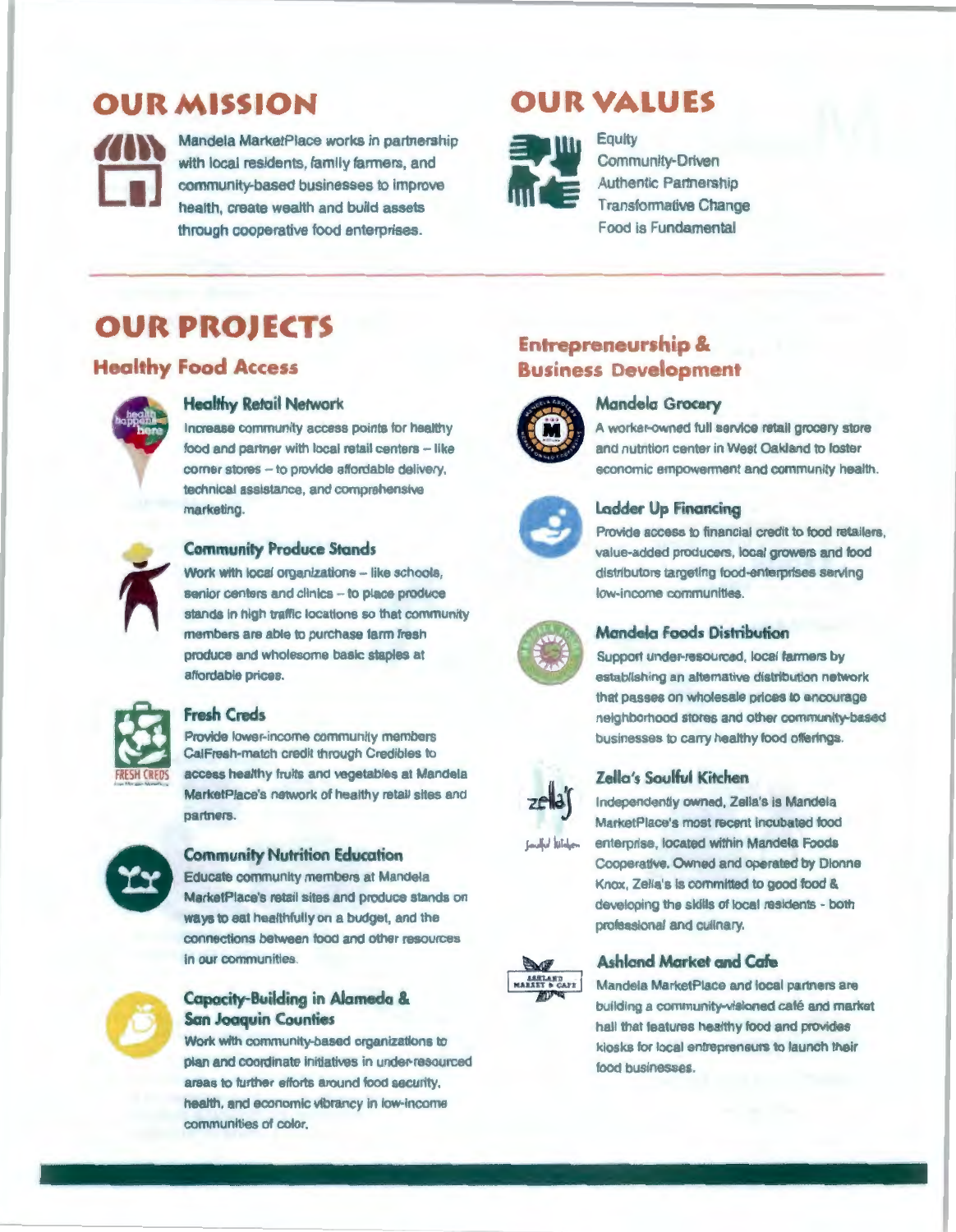# OUR MISSION

Mandela MarketPlace works in partnership with local residents, family farmers, and community-based businesses to improve health, create wealth and build assets through cooperative food enterprises.

# OUR VALUES

Equity
Community-Driven
Authentic Partnership
Transformative Change
Food is Fundamental

# OUR PROJECTS

## Healthy Food Access

### Healthy Retail Network

Increase community access points for healthy food and partner with local retail centers – like corner stores – to provide affordable delivery, technical assistance, and comprehensive marketing.

### Community Produce Stands

Work with local organizations – like schools, senior centers and clinics – to place produce stands in high traffic locations so that community members are able to purchase farm fresh produce and wholesome basic staples at affordable prices.

### Fresh Creds

Provide lower-income community members CalFresh-match credit through Credibles to access healthy fruits and vegetables at Mandela MarketPlace's network of healthy retail sites and partners.

### Community Nutrition Education

Educate community members at Mandela MarketPlace's retail sites and produce stands on ways to eat healthfully on a budget, and the connections between food and other resources in our communities.

### Capacity-Building in Alameda & San Joaquin Counties

Work with community-based organizations to plan and coordinate initiatives in under-resourced areas to further efforts around food security, health, and economic vibrancy in low-income communities of color.

## Entrepreneurship & Business Development

### Mandela Grocery

A worker-owned full service retail grocery store and nutrition center in West Oakland to foster economic empowerment and community health.

### Ladder Up Financing

Provide access to financial credit to food retailers, value-added producers, local growers and food distributors targeting food-enterprises serving low-income communities.

### Mandela Foods Distribution

Support under-resourced, local farmers by establishing an alternative distribution network that passes on wholesale prices to encourage neighborhood stores and other community-based businesses to carry healthy food offerings.

### Zella's Soulful Kitchen

Independently owned, Zella's is Mandela MarketPlace's most recent incubated food enterprise, located within Mandela Foods Cooperative. Owned and operated by Dionne Knox, Zella's is committed to good food & developing the skills of local residents - both professional and culinary.

### Ashland Market and Cafe

Mandela MarketPlace and local partners are building a community-visioned café and market hall that features healthy food and provides kiosks for local entrepreneurs to launch their food businesses.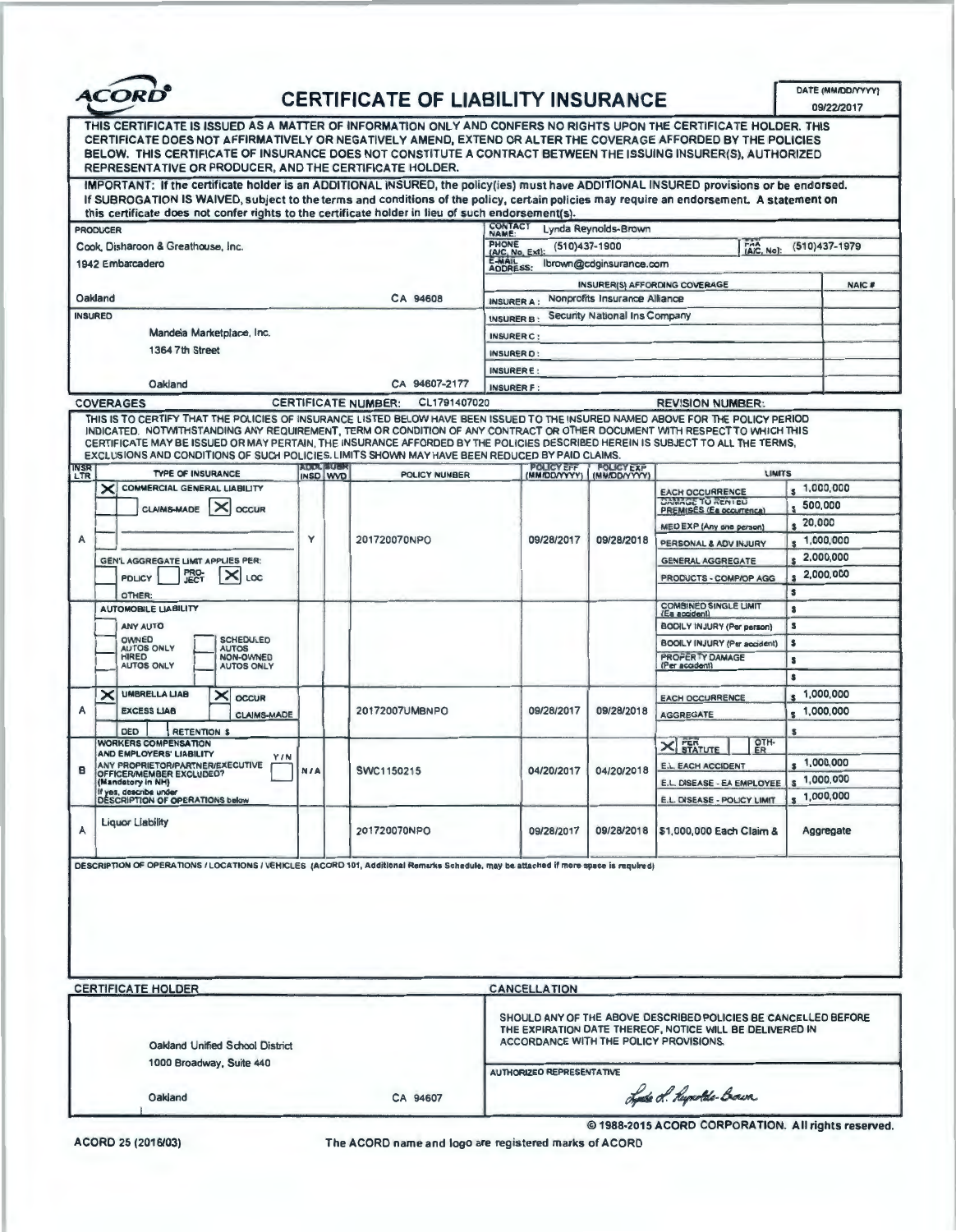# ACORD® CERTIFICATE OF LIABILITY INSURANCE

DATE (MM/DD/YYYY) 09/22/2017

THIS CERTIFICATE IS ISSUED AS A MATTER OF INFORMATION ONLY AND CONFERS NO RIGHTS UPON THE CERTIFICATE HOLDER. THIS CERTIFICATE DOES NOT AFFIRMATIVELY OR NEGATIVELY AMEND, EXTEND OR ALTER THE COVERAGE AFFORDED BY THE POLICIES BELOW. THIS CERTIFICATE OF INSURANCE DOES NOT CONSTITUTE A CONTRACT BETWEEN THE ISSUING INSURER(S), AUTHORIZED REPRESENTATIVE OR PRODUCER, AND THE CERTIFICATE HOLDER.

IMPORTANT: If the certificate holder is an ADDITIONAL INSURED, the policy(ies) must have ADDITIONAL INSURED provisions or be endorsed. If SUBROGATION IS WAIVED, subject to the terms and conditions of the policy, certain policies may require an endorsement. A statement on this certificate does not confer rights to the certificate holder in lieu of such endorsement(s).

| PRODUCER | |
|---|---|
| Cook, Disharoon & Greathouse, Inc.<br>1942 Embarcadero<br>Oakland CA 94606 | CONTACT NAME: Lynda Reynolds-Brown<br>PHONE (A/C, No, Ext): (510)437-1900 FAX (A/C, No): (510)437-1979<br>E-MAIL ADDRESS: lbrown@cdginsurance.com |

| INSURED | INSURER(S) AFFORDING COVERAGE | NAIC # |
|---|---|---|
| Mandela Marketplace, Inc.<br>1364 7th Street<br>Oakland CA 94607-2177 | INSURER A: Nonprofits Insurance Alliance | |
| | INSURER B: Security National Ins Company | |
| | INSURER C: | |
| | INSURER D: | |
| | INSURER E: | |
| | INSURER F: | |

**COVERAGES** CERTIFICATE NUMBER: CL1791407020 REVISION NUMBER:

THIS IS TO CERTIFY THAT THE POLICIES OF INSURANCE LISTED BELOW HAVE BEEN ISSUED TO THE INSURED NAMED ABOVE FOR THE POLICY PERIOD INDICATED. NOTWITHSTANDING ANY REQUIREMENT, TERM OR CONDITION OF ANY CONTRACT OR OTHER DOCUMENT WITH RESPECT TO WHICH THIS CERTIFICATE MAY BE ISSUED OR MAY PERTAIN, THE INSURANCE AFFORDED BY THE POLICIES DESCRIBED HEREIN IS SUBJECT TO ALL THE TERMS, EXCLUSIONS AND CONDITIONS OF SUCH POLICIES. LIMITS SHOWN MAY HAVE BEEN REDUCED BY PAID CLAIMS.

| INSR LTR | TYPE OF INSURANCE | ADDL INSD | SUBR WVD | POLICY NUMBER | POLICY EFF (MM/DD/YYYY) | POLICY EXP (MM/DD/YYYY) | LIMITS | |
|---|---|---|---|---|---|---|---|---|
| A | [X] COMMERCIAL GENERAL LIABILITY<br>CLAIMS-MADE [X] OCCUR<br>GEN'L AGGREGATE LIMIT APPLIES PER: POLICY PRO-JECT [X] LOC<br>OTHER: | Y | | 201720070NPO | 09/28/2017 | 09/28/2018 | EACH OCCURRENCE | $ 1,000,000 |
| | | | | | | | DAMAGE TO RENTED PREMISES (Ea occurrence) | $ 500,000 |
| | | | | | | | MED EXP (Any one person) | $ 20,000 |
| | | | | | | | PERSONAL & ADV INJURY | $ 1,000,000 |
| | | | | | | | GENERAL AGGREGATE | $ 2,000,000 |
| | | | | | | | PRODUCTS - COMP/OP AGG | $ 2,000,000 |
| | | | | | | | | $ |
| | AUTOMOBILE LIABILITY<br>ANY AUTO<br>OWNED AUTOS ONLY / SCHEDULED AUTOS<br>HIRED AUTOS ONLY / NON-OWNED AUTOS ONLY | | | | | | COMBINED SINGLE LIMIT (Ea accident) | $ |
| | | | | | | | BODILY INJURY (Per person) | $ |
| | | | | | | | BODILY INJURY (Per accident) | $ |
| | | | | | | | PROPERTY DAMAGE (Per accident) | $ |
| | | | | | | | | $ |
| A | [X] UMBRELLA LIAB [X] OCCUR<br>EXCESS LIAB CLAIMS-MADE<br>DED RETENTION $ | | | 20172007UMBNPO | 09/28/2017 | 09/28/2018 | EACH OCCURRENCE | $ 1,000,000 |
| | | | | | | | AGGREGATE | $ 1,000,000 |
| | | | | | | | | $ |
| B | WORKERS COMPENSATION AND EMPLOYERS' LIABILITY Y/N<br>ANY PROPRIETOR/PARTNER/EXECUTIVE OFFICER/MEMBER EXCLUDED? (Mandatory in NH)<br>If yes, describe under DESCRIPTION OF OPERATIONS below | N/A | | SWC1150215 | 04/20/2017 | 04/20/2018 | [X] PER STATUTE OTH-ER | |
| | | | | | | | E.L. EACH ACCIDENT | $ 1,000,000 |
| | | | | | | | E.L. DISEASE - EA EMPLOYEE | $ 1,000,000 |
| | | | | | | | E.L. DISEASE - POLICY LIMIT | $ 1,000,000 |
| A | Liquor Liability | | | 201720070NPO | 09/28/2017 | 09/28/2018 | $1,000,000 Each Claim & | Aggregate |

DESCRIPTION OF OPERATIONS / LOCATIONS / VEHICLES (ACORD 101, Additional Remarks Schedule, may be attached if more space is required)

| CERTIFICATE HOLDER | CANCELLATION |
|---|---|
| Oakland Unified School District<br>1000 Broadway, Suite 440<br>Oakland CA 94607 | SHOULD ANY OF THE ABOVE DESCRIBED POLICIES BE CANCELLED BEFORE THE EXPIRATION DATE THEREOF, NOTICE WILL BE DELIVERED IN ACCORDANCE WITH THE POLICY PROVISIONS.<br><br>AUTHORIZED REPRESENTATIVE<br>Lynda L. Reynolds-Brown |

© 1988-2015 ACORD CORPORATION. All rights reserved.

ACORD 25 (2016/03) The ACORD name and logo are registered marks of ACORD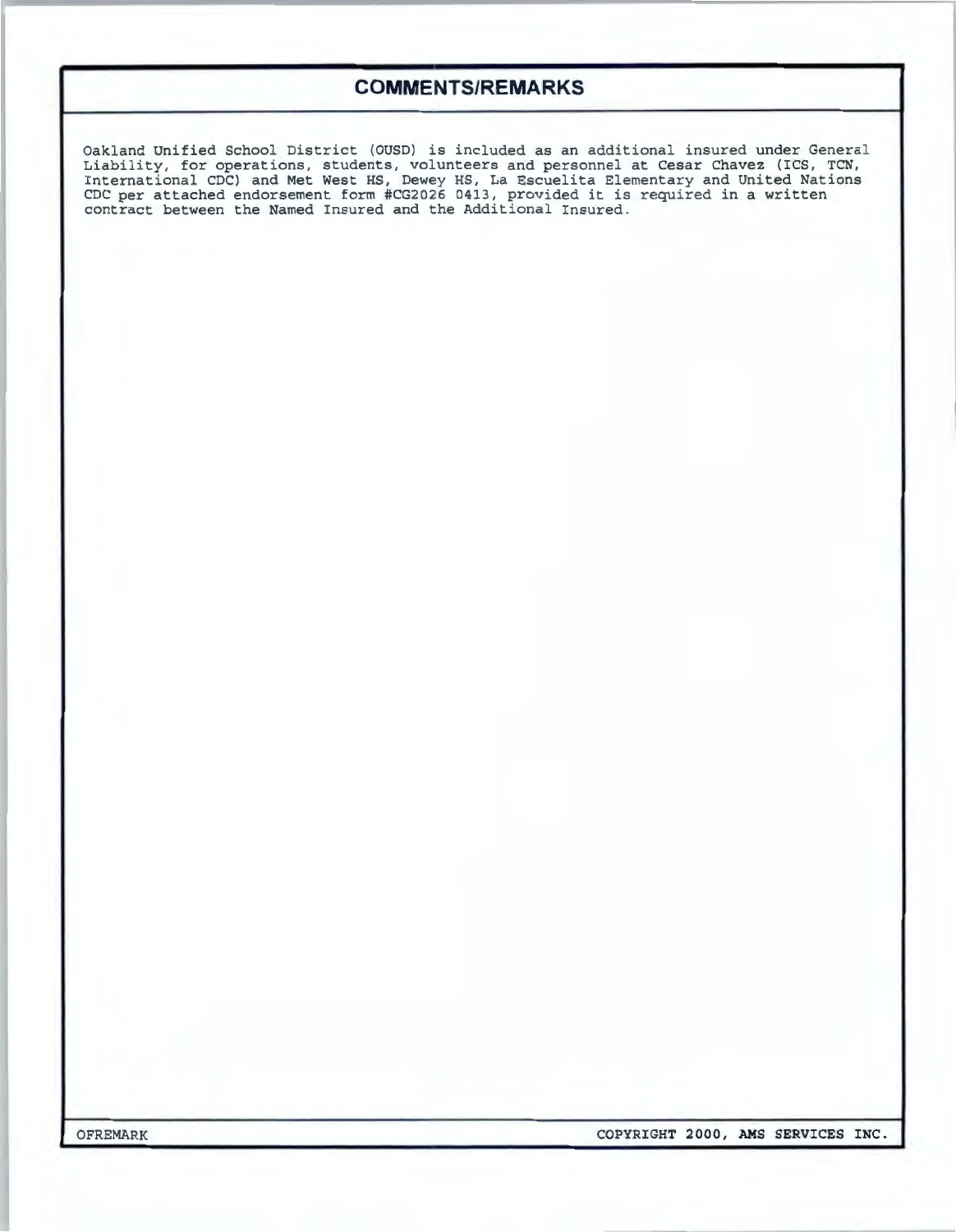## COMMENTS/REMARKS

Oakland Unified School District (OUSD) is included as an additional insured under General Liability, for operations, students, volunteers and personnel at Cesar Chavez (ICS, TCN, International CDC) and Met West HS, Dewey HS, La Escuelita Elementary and United Nations CDC per attached endorsement form #CG2026 0413, provided it is required in a written contract between the Named Insured and the Additional Insured.

OFREMARK COPYRIGHT 2000, AMS SERVICES INC.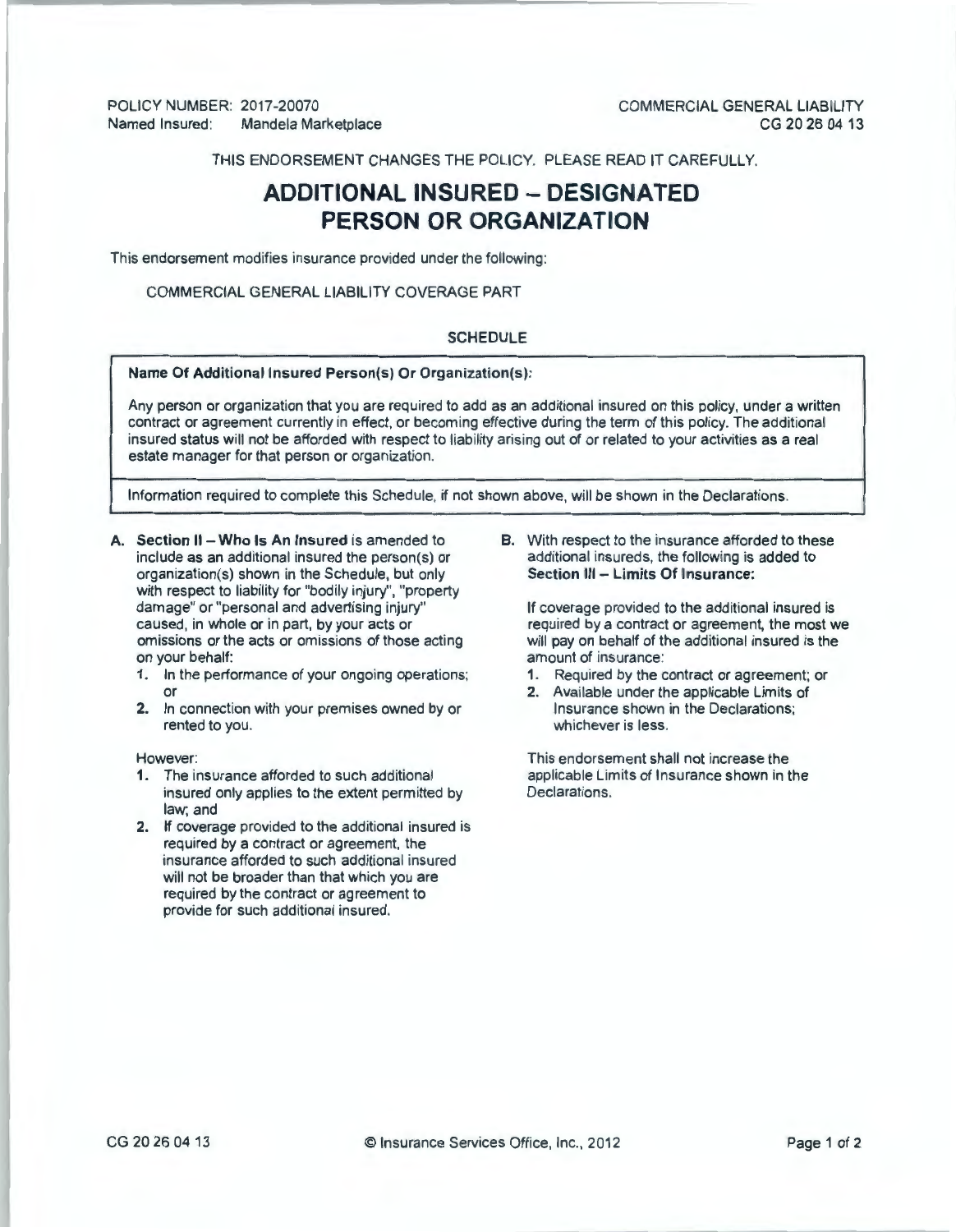POLICY NUMBER: 2017-20070
Named Insured: Mandela Marketplace

COMMERCIAL GENERAL LIABILITY
CG 20 26 04 13

THIS ENDORSEMENT CHANGES THE POLICY. PLEASE READ IT CAREFULLY.

# ADDITIONAL INSURED – DESIGNATED PERSON OR ORGANIZATION

This endorsement modifies insurance provided under the following:

COMMERCIAL GENERAL LIABILITY COVERAGE PART

## SCHEDULE

**Name Of Additional Insured Person(s) Or Organization(s):**

Any person or organization that you are required to add as an additional insured on this policy, under a written contract or agreement currently in effect, or becoming effective during the term of this policy. The additional insured status will not be afforded with respect to liability arising out of or related to your activities as a real estate manager for that person or organization.

Information required to complete this Schedule, if not shown above, will be shown in the Declarations.

**A.** **Section II – Who Is An Insured** is amended to include as an additional insured the person(s) or organization(s) shown in the Schedule, but only with respect to liability for "bodily injury", "property damage" or "personal and advertising injury" caused, in whole or in part, by your acts or omissions or the acts or omissions of those acting on your behalf:

1. In the performance of your ongoing operations; or
2. In connection with your premises owned by or rented to you.

However:

1. The insurance afforded to such additional insured only applies to the extent permitted by law; and
2. If coverage provided to the additional insured is required by a contract or agreement, the insurance afforded to such additional insured will not be broader than that which you are required by the contract or agreement to provide for such additional insured.

**B.** With respect to the insurance afforded to these additional insureds, the following is added to **Section III – Limits Of Insurance:**

If coverage provided to the additional insured is required by a contract or agreement, the most we will pay on behalf of the additional insured is the amount of insurance:

1. Required by the contract or agreement; or
2. Available under the applicable Limits of Insurance shown in the Declarations;

whichever is less.

This endorsement shall not increase the applicable Limits of Insurance shown in the Declarations.

CG 20 26 04 13 © Insurance Services Office, Inc., 2012